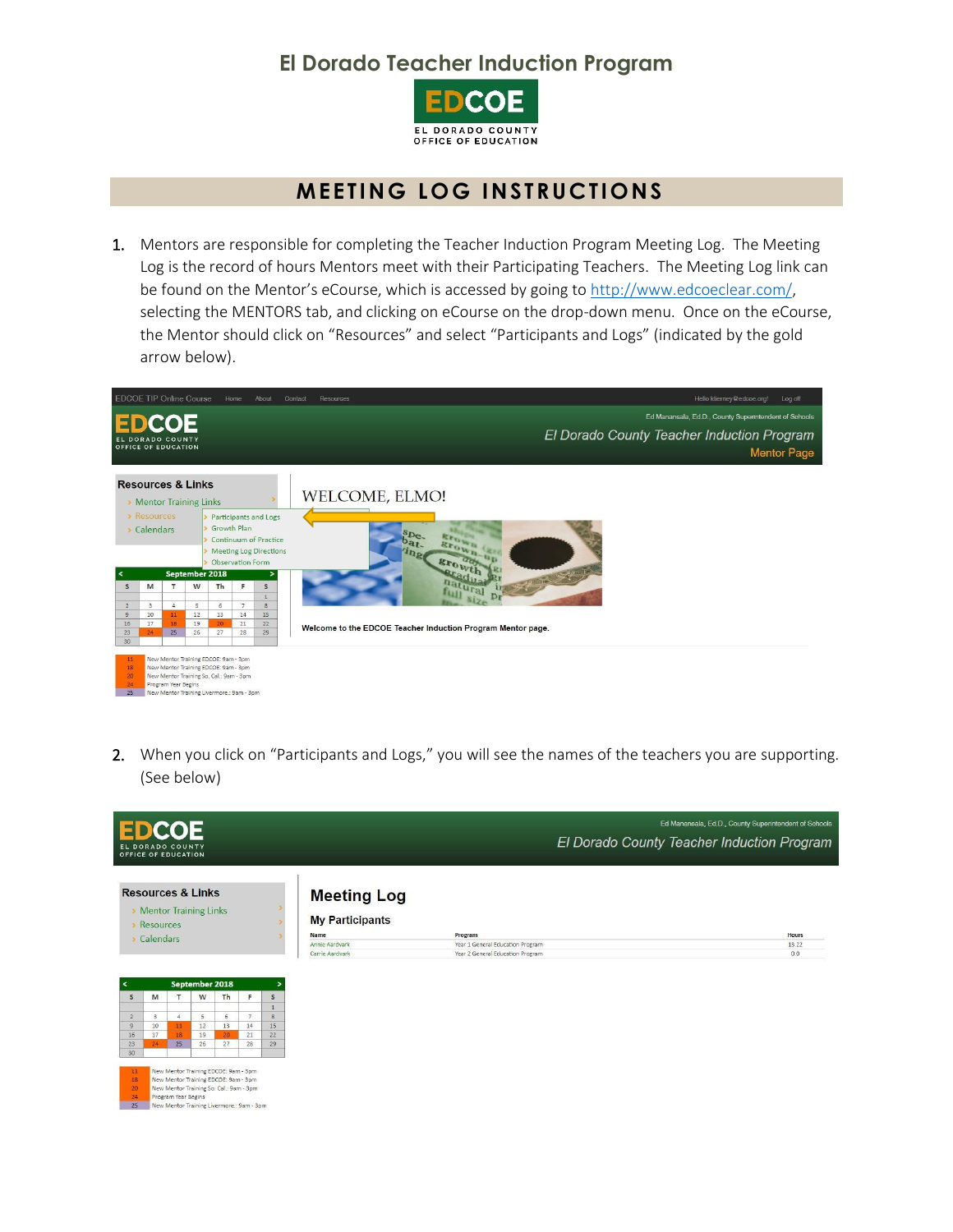# El Dorado Teacher Induction Program

EDCOE
EL DORADO COUNTY OFFICE OF EDUCATION

## MEETING LOG INSTRUCTIONS

1. Mentors are responsible for completing the Teacher Induction Program Meeting Log. The Meeting Log is the record of hours Mentors meet with their Participating Teachers. The Meeting Log link can be found on the Mentor's eCourse, which is accessed by going to http://www.edcoeclear.com/, selecting the MENTORS tab, and clicking on eCourse on the drop-down menu. Once on the eCourse, the Mentor should click on "Resources" and select "Participants and Logs" (indicated by the gold arrow below).

2. When you click on "Participants and Logs," you will see the names of the teachers you are supporting. (See below)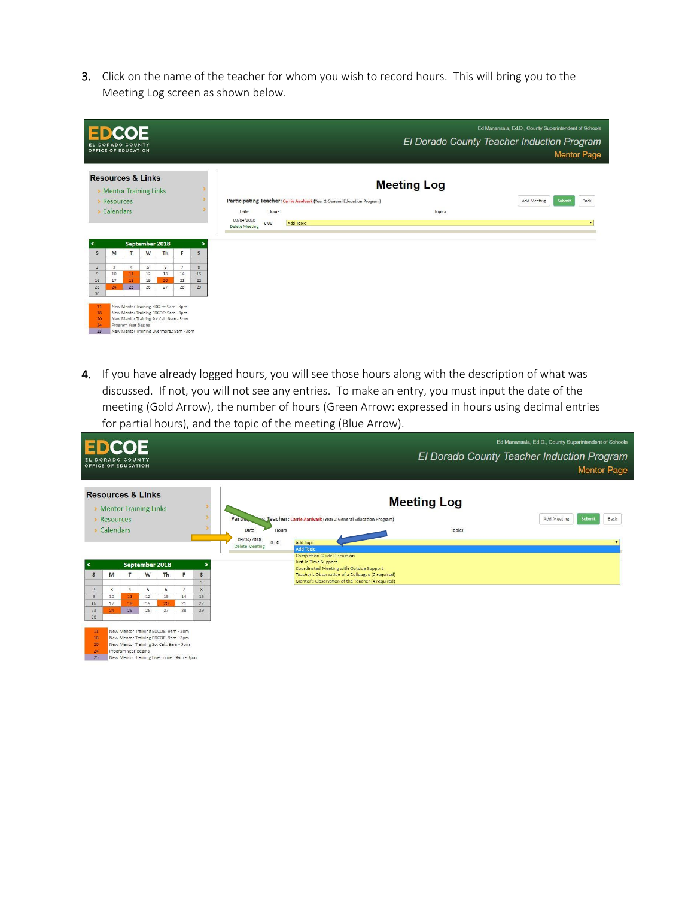3. Click on the name of the teacher for whom you wish to record hours. This will bring you to the Meeting Log screen as shown below.

4. If you have already logged hours, you will see those hours along with the description of what was discussed. If not, you will not see any entries. To make an entry, you must input the date of the meeting (Gold Arrow), the number of hours (Green Arrow: expressed in hours using decimal entries for partial hours), and the topic of the meeting (Blue Arrow).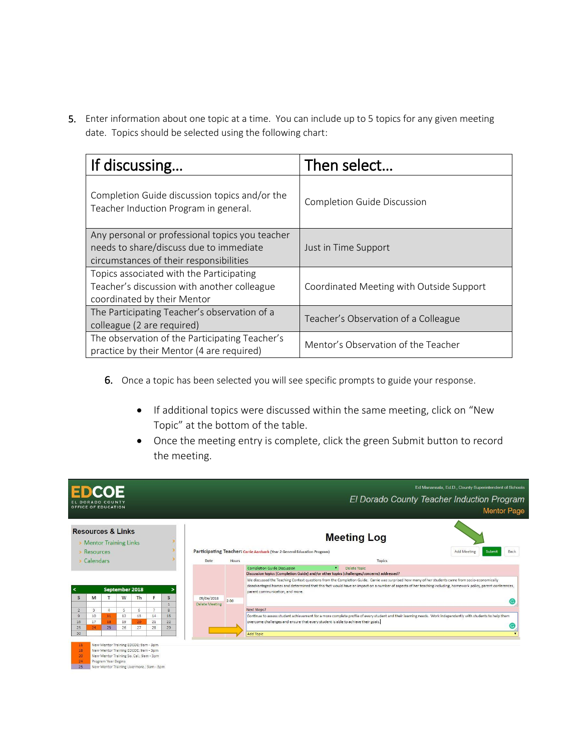5. Enter information about one topic at a time. You can include up to 5 topics for any given meeting date. Topics should be selected using the following chart:

| If discussing… | Then select… |
|---|---|
| Completion Guide discussion topics and/or the Teacher Induction Program in general. | Completion Guide Discussion |
| Any personal or professional topics you teacher needs to share/discuss due to immediate circumstances of their responsibilities | Just in Time Support |
| Topics associated with the Participating Teacher's discussion with another colleague coordinated by their Mentor | Coordinated Meeting with Outside Support |
| The Participating Teacher's observation of a colleague (2 are required) | Teacher's Observation of a Colleague |
| The observation of the Participating Teacher's practice by their Mentor (4 are required) | Mentor's Observation of the Teacher |

6. Once a topic has been selected you will see specific prompts to guide your response.

   - If additional topics were discussed within the same meeting, click on "New Topic" at the bottom of the table.
   - Once the meeting entry is complete, click the green Submit button to record the meeting.